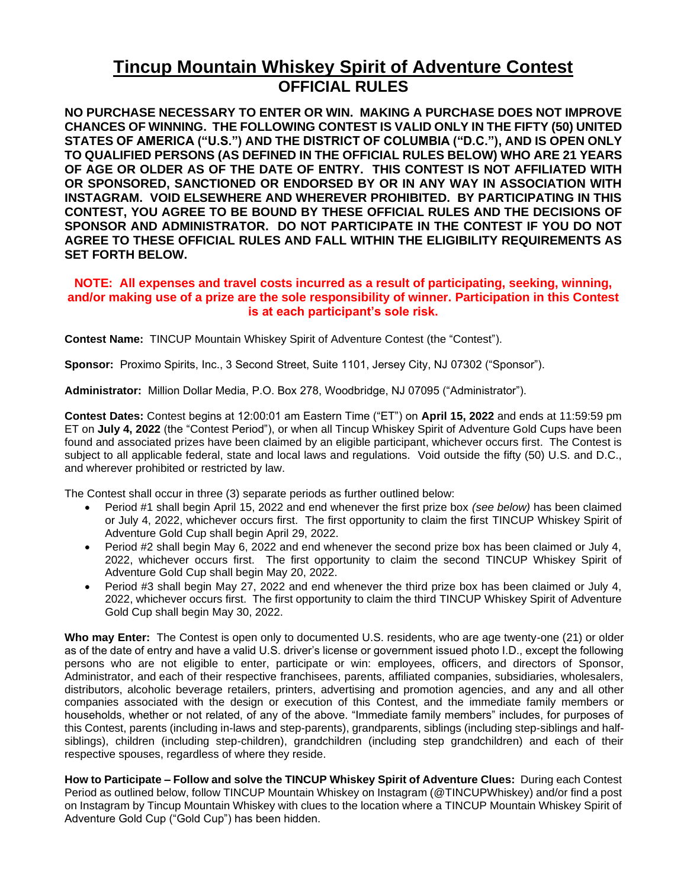# Tincup Mountain Whiskey Spirit of Adventure Contest
## OFFICIAL RULES

**NO PURCHASE NECESSARY TO ENTER OR WIN. MAKING A PURCHASE DOES NOT IMPROVE CHANCES OF WINNING. THE FOLLOWING CONTEST IS VALID ONLY IN THE FIFTY (50) UNITED STATES OF AMERICA ("U.S.") AND THE DISTRICT OF COLUMBIA ("D.C."), AND IS OPEN ONLY TO QUALIFIED PERSONS (AS DEFINED IN THE OFFICIAL RULES BELOW) WHO ARE 21 YEARS OF AGE OR OLDER AS OF THE DATE OF ENTRY. THIS CONTEST IS NOT AFFILIATED WITH OR SPONSORED, SANCTIONED OR ENDORSED BY OR IN ANY WAY IN ASSOCIATION WITH INSTAGRAM. VOID ELSEWHERE AND WHEREVER PROHIBITED. BY PARTICIPATING IN THIS CONTEST, YOU AGREE TO BE BOUND BY THESE OFFICIAL RULES AND THE DECISIONS OF SPONSOR AND ADMINISTRATOR. DO NOT PARTICIPATE IN THE CONTEST IF YOU DO NOT AGREE TO THESE OFFICIAL RULES AND FALL WITHIN THE ELIGIBILITY REQUIREMENTS AS SET FORTH BELOW.**

**NOTE: All expenses and travel costs incurred as a result of participating, seeking, winning, and/or making use of a prize are the sole responsibility of winner. Participation in this Contest is at each participant's sole risk.**

**Contest Name:** TINCUP Mountain Whiskey Spirit of Adventure Contest (the "Contest").

**Sponsor:** Proximo Spirits, Inc., 3 Second Street, Suite 1101, Jersey City, NJ 07302 ("Sponsor").

**Administrator:** Million Dollar Media, P.O. Box 278, Woodbridge, NJ 07095 ("Administrator").

**Contest Dates:** Contest begins at 12:00:01 am Eastern Time ("ET") on **April 15, 2022** and ends at 11:59:59 pm ET on **July 4, 2022** (the "Contest Period"), or when all Tincup Whiskey Spirit of Adventure Gold Cups have been found and associated prizes have been claimed by an eligible participant, whichever occurs first. The Contest is subject to all applicable federal, state and local laws and regulations. Void outside the fifty (50) U.S. and D.C., and wherever prohibited or restricted by law.

The Contest shall occur in three (3) separate periods as further outlined below:

- Period #1 shall begin April 15, 2022 and end whenever the first prize box *(see below)* has been claimed or July 4, 2022, whichever occurs first. The first opportunity to claim the first TINCUP Whiskey Spirit of Adventure Gold Cup shall begin April 29, 2022.
- Period #2 shall begin May 6, 2022 and end whenever the second prize box has been claimed or July 4, 2022, whichever occurs first. The first opportunity to claim the second TINCUP Whiskey Spirit of Adventure Gold Cup shall begin May 20, 2022.
- Period #3 shall begin May 27, 2022 and end whenever the third prize box has been claimed or July 4, 2022, whichever occurs first. The first opportunity to claim the third TINCUP Whiskey Spirit of Adventure Gold Cup shall begin May 30, 2022.

**Who may Enter:** The Contest is open only to documented U.S. residents, who are age twenty-one (21) or older as of the date of entry and have a valid U.S. driver's license or government issued photo I.D., except the following persons who are not eligible to enter, participate or win: employees, officers, and directors of Sponsor, Administrator, and each of their respective franchisees, parents, affiliated companies, subsidiaries, wholesalers, distributors, alcoholic beverage retailers, printers, advertising and promotion agencies, and any and all other companies associated with the design or execution of this Contest, and the immediate family members or households, whether or not related, of any of the above. "Immediate family members" includes, for purposes of this Contest, parents (including in-laws and step-parents), grandparents, siblings (including step-siblings and half-siblings), children (including step-children), grandchildren (including step grandchildren) and each of their respective spouses, regardless of where they reside.

**How to Participate – Follow and solve the TINCUP Whiskey Spirit of Adventure Clues:** During each Contest Period as outlined below, follow TINCUP Mountain Whiskey on Instagram (@TINCUPWhiskey) and/or find a post on Instagram by Tincup Mountain Whiskey with clues to the location where a TINCUP Mountain Whiskey Spirit of Adventure Gold Cup ("Gold Cup") has been hidden.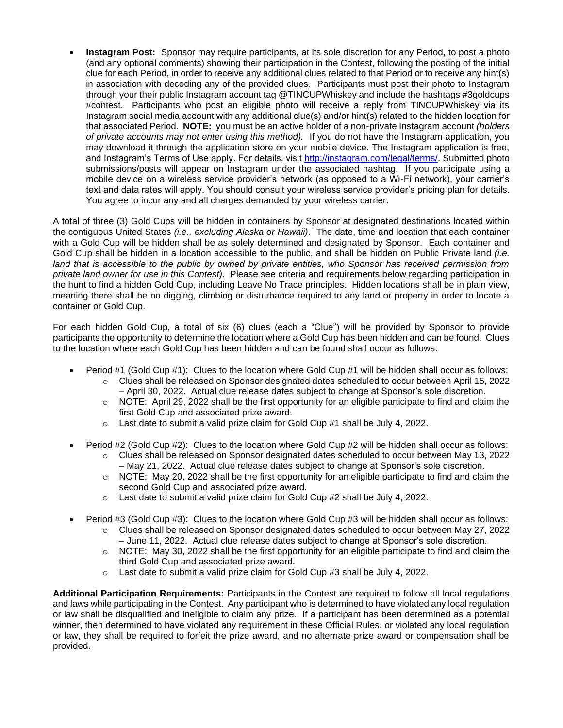- **Instagram Post:** Sponsor may require participants, at its sole discretion for any Period, to post a photo (and any optional comments) showing their participation in the Contest, following the posting of the initial clue for each Period, in order to receive any additional clues related to that Period or to receive any hint(s) in association with decoding any of the provided clues. Participants must post their photo to Instagram through your their public Instagram account tag @TINCUPWhiskey and include the hashtags #3goldcups #contest. Participants who post an eligible photo will receive a reply from TINCUPWhiskey via its Instagram social media account with any additional clue(s) and/or hint(s) related to the hidden location for that associated Period. **NOTE:** you must be an active holder of a non-private Instagram account *(holders of private accounts may not enter using this method).* If you do not have the Instagram application, you may download it through the application store on your mobile device. The Instagram application is free, and Instagram's Terms of Use apply. For details, visit [http://instagram.com/legal/terms/](http://instagram.com/legal/terms/). Submitted photo submissions/posts will appear on Instagram under the associated hashtag. If you participate using a mobile device on a wireless service provider's network (as opposed to a Wi-Fi network), your carrier's text and data rates will apply. You should consult your wireless service provider's pricing plan for details. You agree to incur any and all charges demanded by your wireless carrier.

A total of three (3) Gold Cups will be hidden in containers by Sponsor at designated destinations located within the contiguous United States *(i.e., excluding Alaska or Hawaii)*. The date, time and location that each container with a Gold Cup will be hidden shall be as solely determined and designated by Sponsor. Each container and Gold Cup shall be hidden in a location accessible to the public, and shall be hidden on Public Private land *(i.e. land that is accessible to the public by owned by private entities, who Sponsor has received permission from private land owner for use in this Contest)*. Please see criteria and requirements below regarding participation in the hunt to find a hidden Gold Cup, including Leave No Trace principles. Hidden locations shall be in plain view, meaning there shall be no digging, climbing or disturbance required to any land or property in order to locate a container or Gold Cup.

For each hidden Gold Cup, a total of six (6) clues (each a "Clue") will be provided by Sponsor to provide participants the opportunity to determine the location where a Gold Cup has been hidden and can be found. Clues to the location where each Gold Cup has been hidden and can be found shall occur as follows:

- Period #1 (Gold Cup #1): Clues to the location where Gold Cup #1 will be hidden shall occur as follows:
  - Clues shall be released on Sponsor designated dates scheduled to occur between April 15, 2022 – April 30, 2022. Actual clue release dates subject to change at Sponsor's sole discretion.
  - NOTE: April 29, 2022 shall be the first opportunity for an eligible participate to find and claim the first Gold Cup and associated prize award.
  - Last date to submit a valid prize claim for Gold Cup #1 shall be July 4, 2022.

- Period #2 (Gold Cup #2): Clues to the location where Gold Cup #2 will be hidden shall occur as follows:
  - Clues shall be released on Sponsor designated dates scheduled to occur between May 13, 2022 – May 21, 2022. Actual clue release dates subject to change at Sponsor's sole discretion.
  - NOTE: May 20, 2022 shall be the first opportunity for an eligible participate to find and claim the second Gold Cup and associated prize award.
  - Last date to submit a valid prize claim for Gold Cup #2 shall be July 4, 2022.

- Period #3 (Gold Cup #3): Clues to the location where Gold Cup #3 will be hidden shall occur as follows:
  - Clues shall be released on Sponsor designated dates scheduled to occur between May 27, 2022 – June 11, 2022. Actual clue release dates subject to change at Sponsor's sole discretion.
  - NOTE: May 30, 2022 shall be the first opportunity for an eligible participate to find and claim the third Gold Cup and associated prize award.
  - Last date to submit a valid prize claim for Gold Cup #3 shall be July 4, 2022.

**Additional Participation Requirements:** Participants in the Contest are required to follow all local regulations and laws while participating in the Contest. Any participant who is determined to have violated any local regulation or law shall be disqualified and ineligible to claim any prize. If a participant has been determined as a potential winner, then determined to have violated any requirement in these Official Rules, or violated any local regulation or law, they shall be required to forfeit the prize award, and no alternate prize award or compensation shall be provided.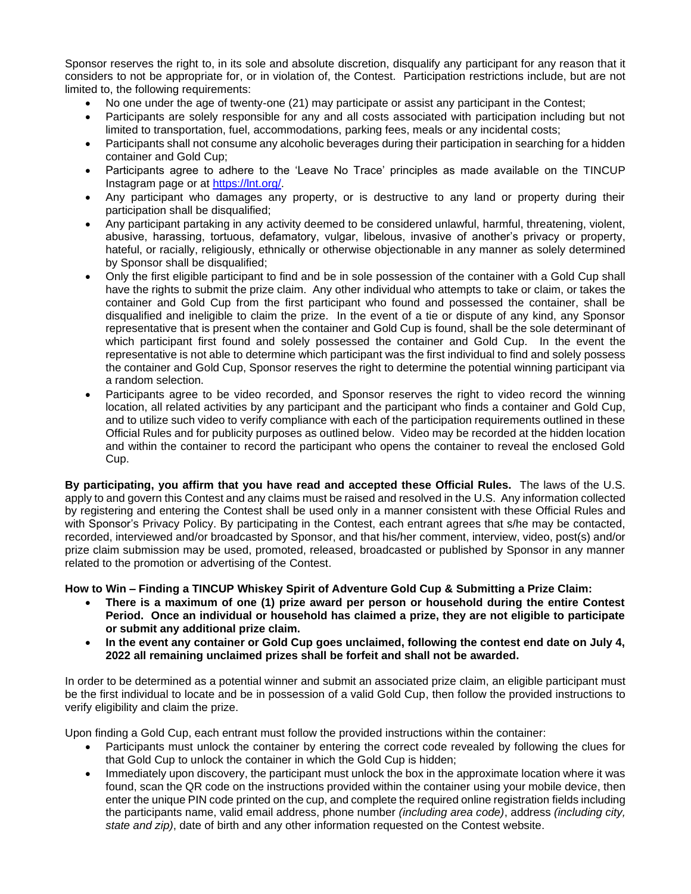Sponsor reserves the right to, in its sole and absolute discretion, disqualify any participant for any reason that it considers to not be appropriate for, or in violation of, the Contest. Participation restrictions include, but are not limited to, the following requirements:

- No one under the age of twenty-one (21) may participate or assist any participant in the Contest;
- Participants are solely responsible for any and all costs associated with participation including but not limited to transportation, fuel, accommodations, parking fees, meals or any incidental costs;
- Participants shall not consume any alcoholic beverages during their participation in searching for a hidden container and Gold Cup;
- Participants agree to adhere to the 'Leave No Trace' principles as made available on the TINCUP Instagram page or at https://lnt.org/.
- Any participant who damages any property, or is destructive to any land or property during their participation shall be disqualified;
- Any participant partaking in any activity deemed to be considered unlawful, harmful, threatening, violent, abusive, harassing, tortuous, defamatory, vulgar, libelous, invasive of another's privacy or property, hateful, or racially, religiously, ethnically or otherwise objectionable in any manner as solely determined by Sponsor shall be disqualified;
- Only the first eligible participant to find and be in sole possession of the container with a Gold Cup shall have the rights to submit the prize claim. Any other individual who attempts to take or claim, or takes the container and Gold Cup from the first participant who found and possessed the container, shall be disqualified and ineligible to claim the prize. In the event of a tie or dispute of any kind, any Sponsor representative that is present when the container and Gold Cup is found, shall be the sole determinant of which participant first found and solely possessed the container and Gold Cup. In the event the representative is not able to determine which participant was the first individual to find and solely possess the container and Gold Cup, Sponsor reserves the right to determine the potential winning participant via a random selection.
- Participants agree to be video recorded, and Sponsor reserves the right to video record the winning location, all related activities by any participant and the participant who finds a container and Gold Cup, and to utilize such video to verify compliance with each of the participation requirements outlined in these Official Rules and for publicity purposes as outlined below. Video may be recorded at the hidden location and within the container to record the participant who opens the container to reveal the enclosed Gold Cup.

**By participating, you affirm that you have read and accepted these Official Rules.** The laws of the U.S. apply to and govern this Contest and any claims must be raised and resolved in the U.S. Any information collected by registering and entering the Contest shall be used only in a manner consistent with these Official Rules and with Sponsor's Privacy Policy. By participating in the Contest, each entrant agrees that s/he may be contacted, recorded, interviewed and/or broadcasted by Sponsor, and that his/her comment, interview, video, post(s) and/or prize claim submission may be used, promoted, released, broadcasted or published by Sponsor in any manner related to the promotion or advertising of the Contest.

**How to Win – Finding a TINCUP Whiskey Spirit of Adventure Gold Cup & Submitting a Prize Claim:**

- **There is a maximum of one (1) prize award per person or household during the entire Contest Period. Once an individual or household has claimed a prize, they are not eligible to participate or submit any additional prize claim.**
- **In the event any container or Gold Cup goes unclaimed, following the contest end date on July 4, 2022 all remaining unclaimed prizes shall be forfeit and shall not be awarded.**

In order to be determined as a potential winner and submit an associated prize claim, an eligible participant must be the first individual to locate and be in possession of a valid Gold Cup, then follow the provided instructions to verify eligibility and claim the prize.

Upon finding a Gold Cup, each entrant must follow the provided instructions within the container:

- Participants must unlock the container by entering the correct code revealed by following the clues for that Gold Cup to unlock the container in which the Gold Cup is hidden;
- Immediately upon discovery, the participant must unlock the box in the approximate location where it was found, scan the QR code on the instructions provided within the container using your mobile device, then enter the unique PIN code printed on the cup, and complete the required online registration fields including the participants name, valid email address, phone number *(including area code)*, address *(including city, state and zip)*, date of birth and any other information requested on the Contest website.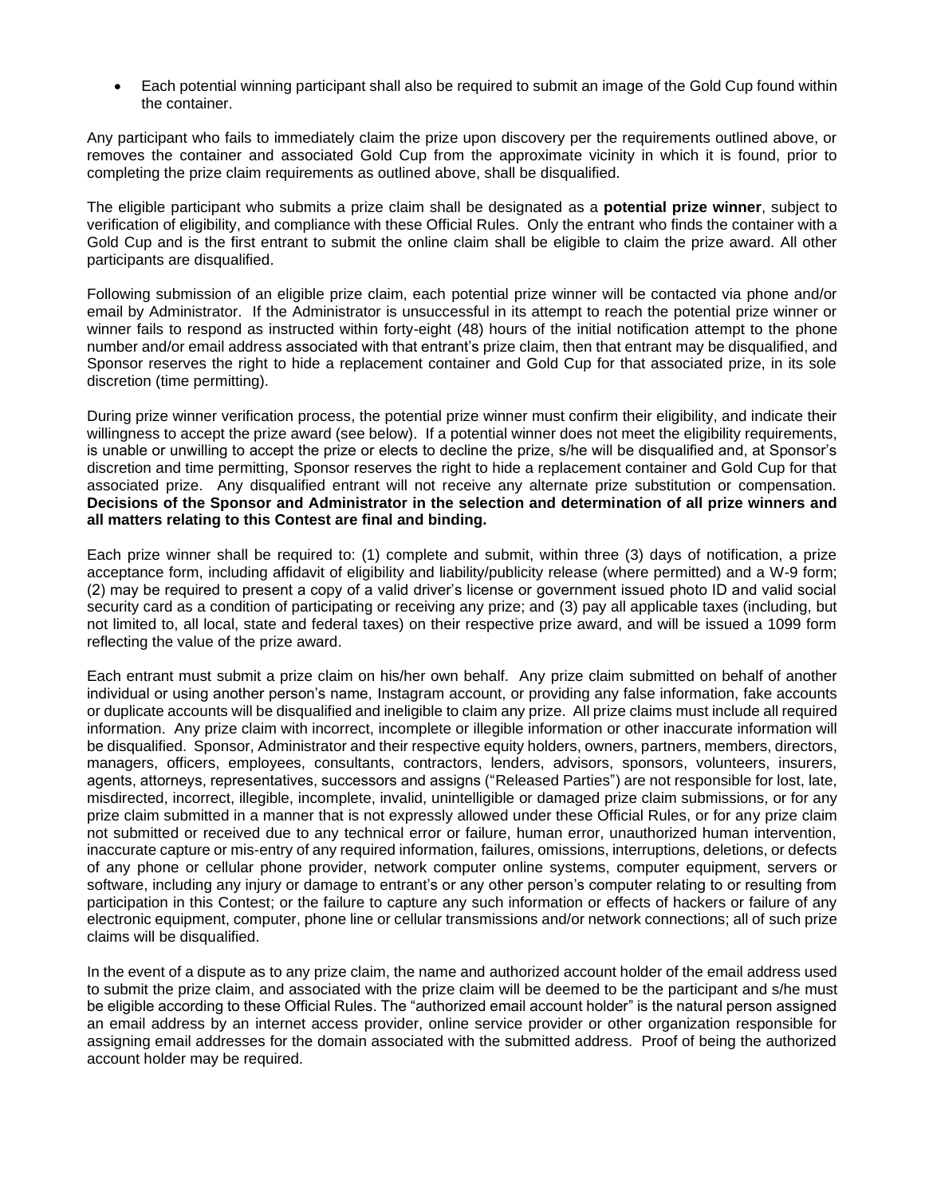- Each potential winning participant shall also be required to submit an image of the Gold Cup found within the container.

Any participant who fails to immediately claim the prize upon discovery per the requirements outlined above, or removes the container and associated Gold Cup from the approximate vicinity in which it is found, prior to completing the prize claim requirements as outlined above, shall be disqualified.

The eligible participant who submits a prize claim shall be designated as a **potential prize winner**, subject to verification of eligibility, and compliance with these Official Rules. Only the entrant who finds the container with a Gold Cup and is the first entrant to submit the online claim shall be eligible to claim the prize award. All other participants are disqualified.

Following submission of an eligible prize claim, each potential prize winner will be contacted via phone and/or email by Administrator. If the Administrator is unsuccessful in its attempt to reach the potential prize winner or winner fails to respond as instructed within forty-eight (48) hours of the initial notification attempt to the phone number and/or email address associated with that entrant's prize claim, then that entrant may be disqualified, and Sponsor reserves the right to hide a replacement container and Gold Cup for that associated prize, in its sole discretion (time permitting).

During prize winner verification process, the potential prize winner must confirm their eligibility, and indicate their willingness to accept the prize award (see below). If a potential winner does not meet the eligibility requirements, is unable or unwilling to accept the prize or elects to decline the prize, s/he will be disqualified and, at Sponsor's discretion and time permitting, Sponsor reserves the right to hide a replacement container and Gold Cup for that associated prize. Any disqualified entrant will not receive any alternate prize substitution or compensation. **Decisions of the Sponsor and Administrator in the selection and determination of all prize winners and all matters relating to this Contest are final and binding.**

Each prize winner shall be required to: (1) complete and submit, within three (3) days of notification, a prize acceptance form, including affidavit of eligibility and liability/publicity release (where permitted) and a W-9 form; (2) may be required to present a copy of a valid driver's license or government issued photo ID and valid social security card as a condition of participating or receiving any prize; and (3) pay all applicable taxes (including, but not limited to, all local, state and federal taxes) on their respective prize award, and will be issued a 1099 form reflecting the value of the prize award.

Each entrant must submit a prize claim on his/her own behalf. Any prize claim submitted on behalf of another individual or using another person's name, Instagram account, or providing any false information, fake accounts or duplicate accounts will be disqualified and ineligible to claim any prize. All prize claims must include all required information. Any prize claim with incorrect, incomplete or illegible information or other inaccurate information will be disqualified. Sponsor, Administrator and their respective equity holders, owners, partners, members, directors, managers, officers, employees, consultants, contractors, lenders, advisors, sponsors, volunteers, insurers, agents, attorneys, representatives, successors and assigns ("Released Parties") are not responsible for lost, late, misdirected, incorrect, illegible, incomplete, invalid, unintelligible or damaged prize claim submissions, or for any prize claim submitted in a manner that is not expressly allowed under these Official Rules, or for any prize claim not submitted or received due to any technical error or failure, human error, unauthorized human intervention, inaccurate capture or mis-entry of any required information, failures, omissions, interruptions, deletions, or defects of any phone or cellular phone provider, network computer online systems, computer equipment, servers or software, including any injury or damage to entrant's or any other person's computer relating to or resulting from participation in this Contest; or the failure to capture any such information or effects of hackers or failure of any electronic equipment, computer, phone line or cellular transmissions and/or network connections; all of such prize claims will be disqualified.

In the event of a dispute as to any prize claim, the name and authorized account holder of the email address used to submit the prize claim, and associated with the prize claim will be deemed to be the participant and s/he must be eligible according to these Official Rules. The "authorized email account holder" is the natural person assigned an email address by an internet access provider, online service provider or other organization responsible for assigning email addresses for the domain associated with the submitted address. Proof of being the authorized account holder may be required.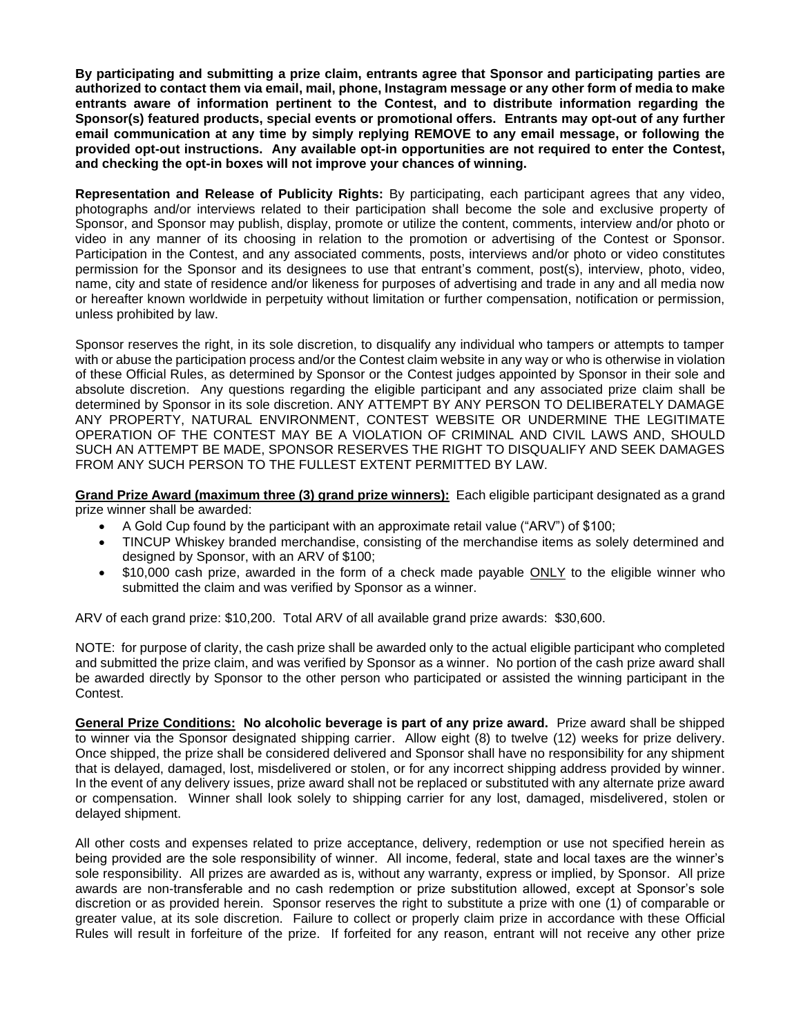**By participating and submitting a prize claim, entrants agree that Sponsor and participating parties are authorized to contact them via email, mail, phone, Instagram message or any other form of media to make entrants aware of information pertinent to the Contest, and to distribute information regarding the Sponsor(s) featured products, special events or promotional offers. Entrants may opt-out of any further email communication at any time by simply replying REMOVE to any email message, or following the provided opt-out instructions. Any available opt-in opportunities are not required to enter the Contest, and checking the opt-in boxes will not improve your chances of winning.**

**Representation and Release of Publicity Rights:** By participating, each participant agrees that any video, photographs and/or interviews related to their participation shall become the sole and exclusive property of Sponsor, and Sponsor may publish, display, promote or utilize the content, comments, interview and/or photo or video in any manner of its choosing in relation to the promotion or advertising of the Contest or Sponsor. Participation in the Contest, and any associated comments, posts, interviews and/or photo or video constitutes permission for the Sponsor and its designees to use that entrant's comment, post(s), interview, photo, video, name, city and state of residence and/or likeness for purposes of advertising and trade in any and all media now or hereafter known worldwide in perpetuity without limitation or further compensation, notification or permission, unless prohibited by law.

Sponsor reserves the right, in its sole discretion, to disqualify any individual who tampers or attempts to tamper with or abuse the participation process and/or the Contest claim website in any way or who is otherwise in violation of these Official Rules, as determined by Sponsor or the Contest judges appointed by Sponsor in their sole and absolute discretion. Any questions regarding the eligible participant and any associated prize claim shall be determined by Sponsor in its sole discretion. ANY ATTEMPT BY ANY PERSON TO DELIBERATELY DAMAGE ANY PROPERTY, NATURAL ENVIRONMENT, CONTEST WEBSITE OR UNDERMINE THE LEGITIMATE OPERATION OF THE CONTEST MAY BE A VIOLATION OF CRIMINAL AND CIVIL LAWS AND, SHOULD SUCH AN ATTEMPT BE MADE, SPONSOR RESERVES THE RIGHT TO DISQUALIFY AND SEEK DAMAGES FROM ANY SUCH PERSON TO THE FULLEST EXTENT PERMITTED BY LAW.

**Grand Prize Award (maximum three (3) grand prize winners):** Each eligible participant designated as a grand prize winner shall be awarded:

- A Gold Cup found by the participant with an approximate retail value ("ARV") of $100;
- TINCUP Whiskey branded merchandise, consisting of the merchandise items as solely determined and designed by Sponsor, with an ARV of $100;
- $10,000 cash prize, awarded in the form of a check made payable ONLY to the eligible winner who submitted the claim and was verified by Sponsor as a winner.

ARV of each grand prize: $10,200. Total ARV of all available grand prize awards: $30,600.

NOTE: for purpose of clarity, the cash prize shall be awarded only to the actual eligible participant who completed and submitted the prize claim, and was verified by Sponsor as a winner. No portion of the cash prize award shall be awarded directly by Sponsor to the other person who participated or assisted the winning participant in the Contest.

**General Prize Conditions: No alcoholic beverage is part of any prize award.** Prize award shall be shipped to winner via the Sponsor designated shipping carrier. Allow eight (8) to twelve (12) weeks for prize delivery. Once shipped, the prize shall be considered delivered and Sponsor shall have no responsibility for any shipment that is delayed, damaged, lost, misdelivered or stolen, or for any incorrect shipping address provided by winner. In the event of any delivery issues, prize award shall not be replaced or substituted with any alternate prize award or compensation. Winner shall look solely to shipping carrier for any lost, damaged, misdelivered, stolen or delayed shipment.

All other costs and expenses related to prize acceptance, delivery, redemption or use not specified herein as being provided are the sole responsibility of winner. All income, federal, state and local taxes are the winner's sole responsibility. All prizes are awarded as is, without any warranty, express or implied, by Sponsor. All prize awards are non-transferable and no cash redemption or prize substitution allowed, except at Sponsor's sole discretion or as provided herein. Sponsor reserves the right to substitute a prize with one (1) of comparable or greater value, at its sole discretion. Failure to collect or properly claim prize in accordance with these Official Rules will result in forfeiture of the prize. If forfeited for any reason, entrant will not receive any other prize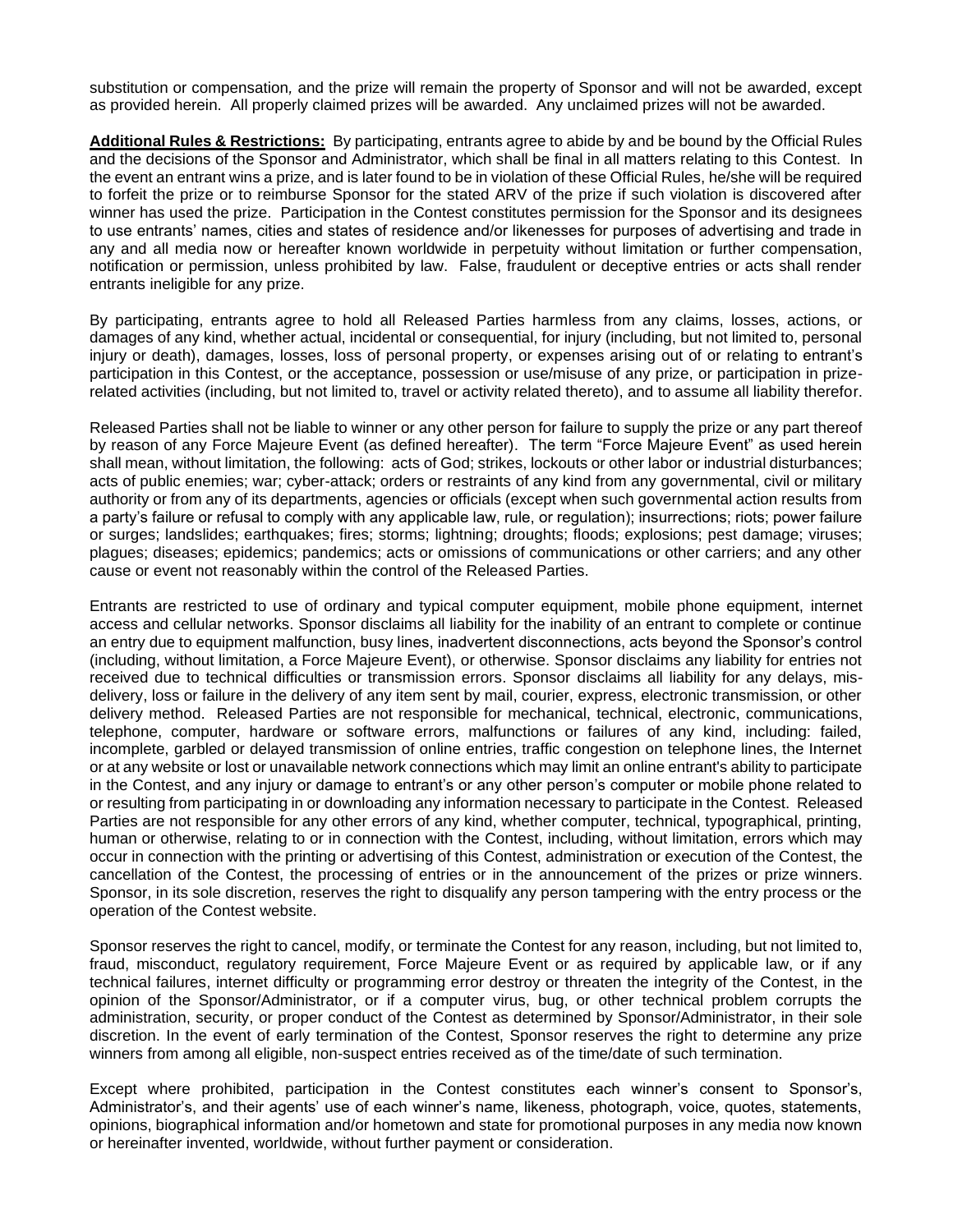substitution or compensation, and the prize will remain the property of Sponsor and will not be awarded, except as provided herein. All properly claimed prizes will be awarded. Any unclaimed prizes will not be awarded.

**Additional Rules & Restrictions:** By participating, entrants agree to abide by and be bound by the Official Rules and the decisions of the Sponsor and Administrator, which shall be final in all matters relating to this Contest. In the event an entrant wins a prize, and is later found to be in violation of these Official Rules, he/she will be required to forfeit the prize or to reimburse Sponsor for the stated ARV of the prize if such violation is discovered after winner has used the prize. Participation in the Contest constitutes permission for the Sponsor and its designees to use entrants' names, cities and states of residence and/or likenesses for purposes of advertising and trade in any and all media now or hereafter known worldwide in perpetuity without limitation or further compensation, notification or permission, unless prohibited by law. False, fraudulent or deceptive entries or acts shall render entrants ineligible for any prize.

By participating, entrants agree to hold all Released Parties harmless from any claims, losses, actions, or damages of any kind, whether actual, incidental or consequential, for injury (including, but not limited to, personal injury or death), damages, losses, loss of personal property, or expenses arising out of or relating to entrant's participation in this Contest, or the acceptance, possession or use/misuse of any prize, or participation in prize-related activities (including, but not limited to, travel or activity related thereto), and to assume all liability therefor.

Released Parties shall not be liable to winner or any other person for failure to supply the prize or any part thereof by reason of any Force Majeure Event (as defined hereafter). The term "Force Majeure Event" as used herein shall mean, without limitation, the following: acts of God; strikes, lockouts or other labor or industrial disturbances; acts of public enemies; war; cyber-attack; orders or restraints of any kind from any governmental, civil or military authority or from any of its departments, agencies or officials (except when such governmental action results from a party's failure or refusal to comply with any applicable law, rule, or regulation); insurrections; riots; power failure or surges; landslides; earthquakes; fires; storms; lightning; droughts; floods; explosions; pest damage; viruses; plagues; diseases; epidemics; pandemics; acts or omissions of communications or other carriers; and any other cause or event not reasonably within the control of the Released Parties.

Entrants are restricted to use of ordinary and typical computer equipment, mobile phone equipment, internet access and cellular networks. Sponsor disclaims all liability for the inability of an entrant to complete or continue an entry due to equipment malfunction, busy lines, inadvertent disconnections, acts beyond the Sponsor's control (including, without limitation, a Force Majeure Event), or otherwise. Sponsor disclaims any liability for entries not received due to technical difficulties or transmission errors. Sponsor disclaims all liability for any delays, mis-delivery, loss or failure in the delivery of any item sent by mail, courier, express, electronic transmission, or other delivery method. Released Parties are not responsible for mechanical, technical, electronic, communications, telephone, computer, hardware or software errors, malfunctions or failures of any kind, including: failed, incomplete, garbled or delayed transmission of online entries, traffic congestion on telephone lines, the Internet or at any website or lost or unavailable network connections which may limit an online entrant's ability to participate in the Contest, and any injury or damage to entrant's or any other person's computer or mobile phone related to or resulting from participating in or downloading any information necessary to participate in the Contest. Released Parties are not responsible for any other errors of any kind, whether computer, technical, typographical, printing, human or otherwise, relating to or in connection with the Contest, including, without limitation, errors which may occur in connection with the printing or advertising of this Contest, administration or execution of the Contest, the cancellation of the Contest, the processing of entries or in the announcement of the prizes or prize winners. Sponsor, in its sole discretion, reserves the right to disqualify any person tampering with the entry process or the operation of the Contest website.

Sponsor reserves the right to cancel, modify, or terminate the Contest for any reason, including, but not limited to, fraud, misconduct, regulatory requirement, Force Majeure Event or as required by applicable law, or if any technical failures, internet difficulty or programming error destroy or threaten the integrity of the Contest, in the opinion of the Sponsor/Administrator, or if a computer virus, bug, or other technical problem corrupts the administration, security, or proper conduct of the Contest as determined by Sponsor/Administrator, in their sole discretion. In the event of early termination of the Contest, Sponsor reserves the right to determine any prize winners from among all eligible, non-suspect entries received as of the time/date of such termination.

Except where prohibited, participation in the Contest constitutes each winner's consent to Sponsor's, Administrator's, and their agents' use of each winner's name, likeness, photograph, voice, quotes, statements, opinions, biographical information and/or hometown and state for promotional purposes in any media now known or hereinafter invented, worldwide, without further payment or consideration.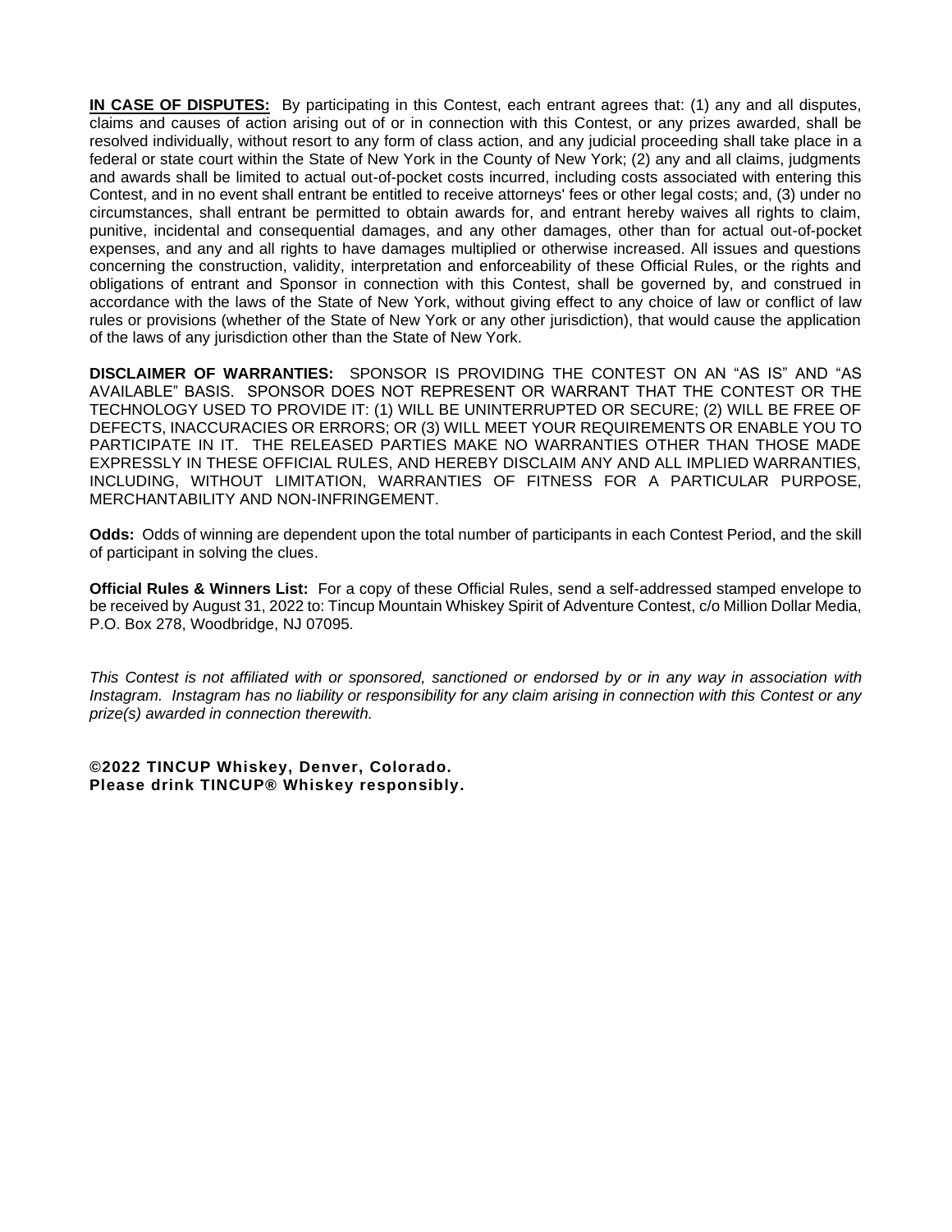**IN CASE OF DISPUTES:** By participating in this Contest, each entrant agrees that: (1) any and all disputes, claims and causes of action arising out of or in connection with this Contest, or any prizes awarded, shall be resolved individually, without resort to any form of class action, and any judicial proceeding shall take place in a federal or state court within the State of New York in the County of New York; (2) any and all claims, judgments and awards shall be limited to actual out-of-pocket costs incurred, including costs associated with entering this Contest, and in no event shall entrant be entitled to receive attorneys' fees or other legal costs; and, (3) under no circumstances, shall entrant be permitted to obtain awards for, and entrant hereby waives all rights to claim, punitive, incidental and consequential damages, and any other damages, other than for actual out-of-pocket expenses, and any and all rights to have damages multiplied or otherwise increased. All issues and questions concerning the construction, validity, interpretation and enforceability of these Official Rules, or the rights and obligations of entrant and Sponsor in connection with this Contest, shall be governed by, and construed in accordance with the laws of the State of New York, without giving effect to any choice of law or conflict of law rules or provisions (whether of the State of New York or any other jurisdiction), that would cause the application of the laws of any jurisdiction other than the State of New York.

**DISCLAIMER OF WARRANTIES:** SPONSOR IS PROVIDING THE CONTEST ON AN "AS IS" AND "AS AVAILABLE" BASIS. SPONSOR DOES NOT REPRESENT OR WARRANT THAT THE CONTEST OR THE TECHNOLOGY USED TO PROVIDE IT: (1) WILL BE UNINTERRUPTED OR SECURE; (2) WILL BE FREE OF DEFECTS, INACCURACIES OR ERRORS; OR (3) WILL MEET YOUR REQUIREMENTS OR ENABLE YOU TO PARTICIPATE IN IT. THE RELEASED PARTIES MAKE NO WARRANTIES OTHER THAN THOSE MADE EXPRESSLY IN THESE OFFICIAL RULES, AND HEREBY DISCLAIM ANY AND ALL IMPLIED WARRANTIES, INCLUDING, WITHOUT LIMITATION, WARRANTIES OF FITNESS FOR A PARTICULAR PURPOSE, MERCHANTABILITY AND NON-INFRINGEMENT.

**Odds:** Odds of winning are dependent upon the total number of participants in each Contest Period, and the skill of participant in solving the clues.

**Official Rules & Winners List:** For a copy of these Official Rules, send a self-addressed stamped envelope to be received by August 31, 2022 to: Tincup Mountain Whiskey Spirit of Adventure Contest, c/o Million Dollar Media, P.O. Box 278, Woodbridge, NJ 07095.

*This Contest is not affiliated with or sponsored, sanctioned or endorsed by or in any way in association with Instagram. Instagram has no liability or responsibility for any claim arising in connection with this Contest or any prize(s) awarded in connection therewith.*

**©2022 TINCUP Whiskey, Denver, Colorado.**
**Please drink TINCUP® Whiskey responsibly.**